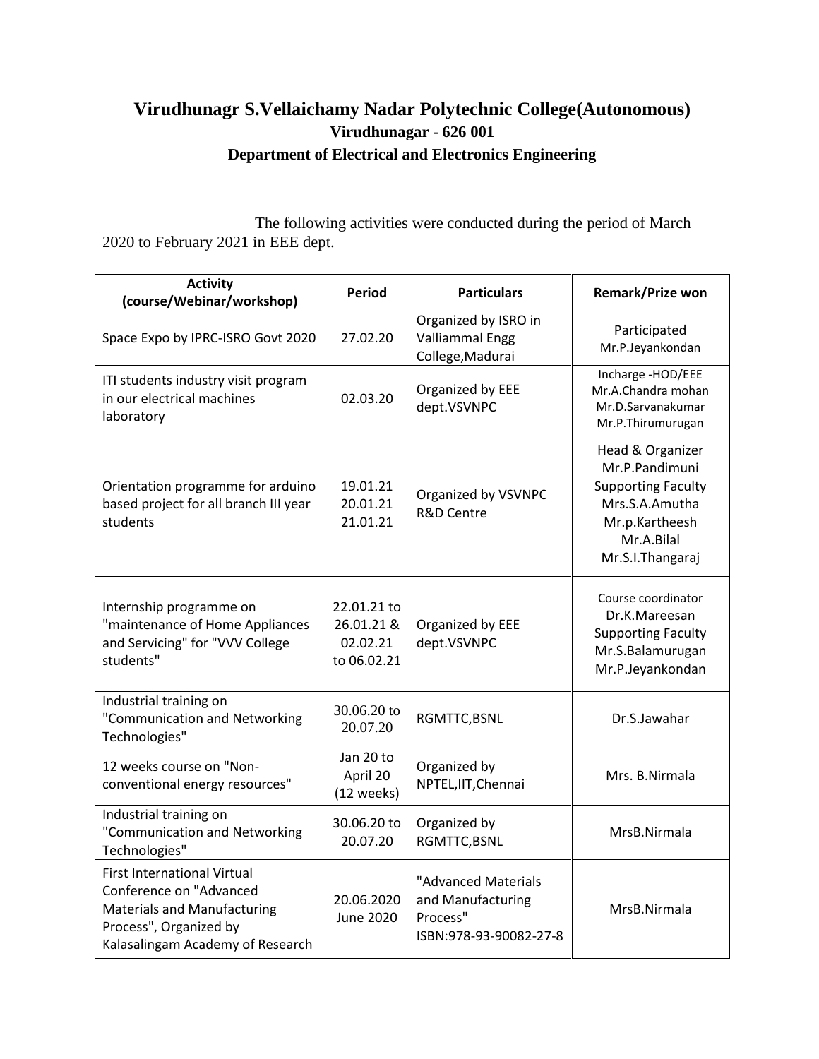# Virudhunagr S.Vellaichamy Nadar Polytechnic College(Autonomous)

## Virudhunagar - 626 001

## Department of Electrical and Electronics Engineering

The following activities were conducted during the period of March 2020 to February 2021 in EEE dept.

| Activity (course/Webinar/workshop) | Period | Particulars | Remark/Prize won |
|---|---|---|---|
| Space Expo by IPRC-ISRO Govt 2020 | 27.02.20 | Organized by ISRO in Valliammal Engg College,Madurai | Participated Mr.P.Jeyankondan |
| ITI students industry visit program in our electrical machines laboratory | 02.03.20 | Organized by EEE dept.VSVNPC | Incharge -HOD/EEE Mr.A.Chandra mohan Mr.D.Sarvanakumar Mr.P.Thirumurugan |
| Orientation programme for arduino based project for all branch III year students | 19.01.21 20.01.21 21.01.21 | Organized by VSVNPC R&D Centre | Head & Organizer Mr.P.Pandimuni Supporting Faculty Mrs.S.A.Amutha Mr.p.Kartheesh Mr.A.Bilal Mr.S.I.Thangaraj |
| Internship programme on "maintenance of Home Appliances and Servicing" for "VVV College students" | 22.01.21 to 26.01.21 & 02.02.21 to 06.02.21 | Organized by EEE dept.VSVNPC | Course coordinator Dr.K.Mareesan Supporting Faculty Mr.S.Balamurugan Mr.P.Jeyankondan |
| Industrial training on "Communication and Networking Technologies" | 30.06.20 to 20.07.20 | RGMTTC,BSNL | Dr.S.Jawahar |
| 12 weeks course on "Non-conventional energy resources" | Jan 20 to April 20 (12 weeks) | Organized by NPTEL,IIT,Chennai | Mrs. B.Nirmala |
| Industrial training on "Communication and Networking Technologies" | 30.06.20 to 20.07.20 | Organized by RGMTTC,BSNL | MrsB.Nirmala |
| First International Virtual Conference on "Advanced Materials and Manufacturing Process", Organized by Kalasalingam Academy of Research | 20.06.2020 June 2020 | "Advanced Materials and Manufacturing Process" ISBN:978-93-90082-27-8 | MrsB.Nirmala |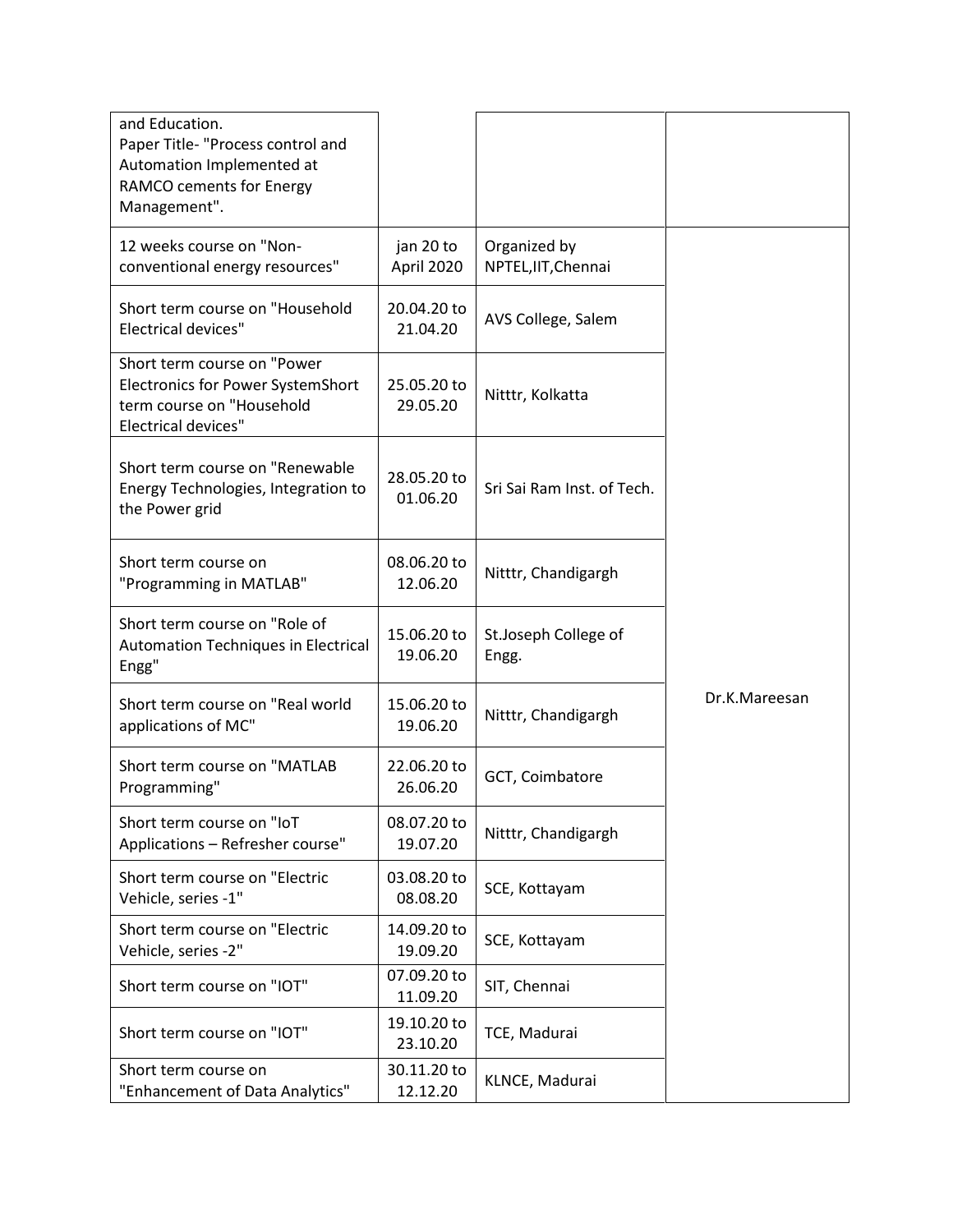| | | | |
|---|---|---|---|
| and Education.<br>Paper Title- "Process control and Automation Implemented at RAMCO cements for Energy Management". | | | |
| 12 weeks course on "Non-conventional energy resources" | jan 20 to April 2020 | Organized by NPTEL,IIT,Chennai | Dr.K.Mareesan |
| Short term course on "Household Electrical devices" | 20.04.20 to 21.04.20 | AVS College, Salem | |
| Short term course on "Power Electronics for Power SystemShort term course on "Household Electrical devices" | 25.05.20 to 29.05.20 | Nitttr, Kolkatta | |
| Short term course on "Renewable Energy Technologies, Integration to the Power grid | 28.05.20 to 01.06.20 | Sri Sai Ram Inst. of Tech. | |
| Short term course on "Programming in MATLAB" | 08.06.20 to 12.06.20 | Nitttr, Chandigargh | |
| Short term course on "Role of Automation Techniques in Electrical Engg" | 15.06.20 to 19.06.20 | St.Joseph College of Engg. | |
| Short term course on "Real world applications of MC" | 15.06.20 to 19.06.20 | Nitttr, Chandigargh | |
| Short term course on "MATLAB Programming" | 22.06.20 to 26.06.20 | GCT, Coimbatore | |
| Short term course on "IoT Applications – Refresher course" | 08.07.20 to 19.07.20 | Nitttr, Chandigargh | |
| Short term course on "Electric Vehicle, series -1" | 03.08.20 to 08.08.20 | SCE, Kottayam | |
| Short term course on "Electric Vehicle, series -2" | 14.09.20 to 19.09.20 | SCE, Kottayam | |
| Short term course on "IOT" | 07.09.20 to 11.09.20 | SIT, Chennai | |
| Short term course on "IOT" | 19.10.20 to 23.10.20 | TCE, Madurai | |
| Short term course on "Enhancement of Data Analytics" | 30.11.20 to 12.12.20 | KLNCE, Madurai | |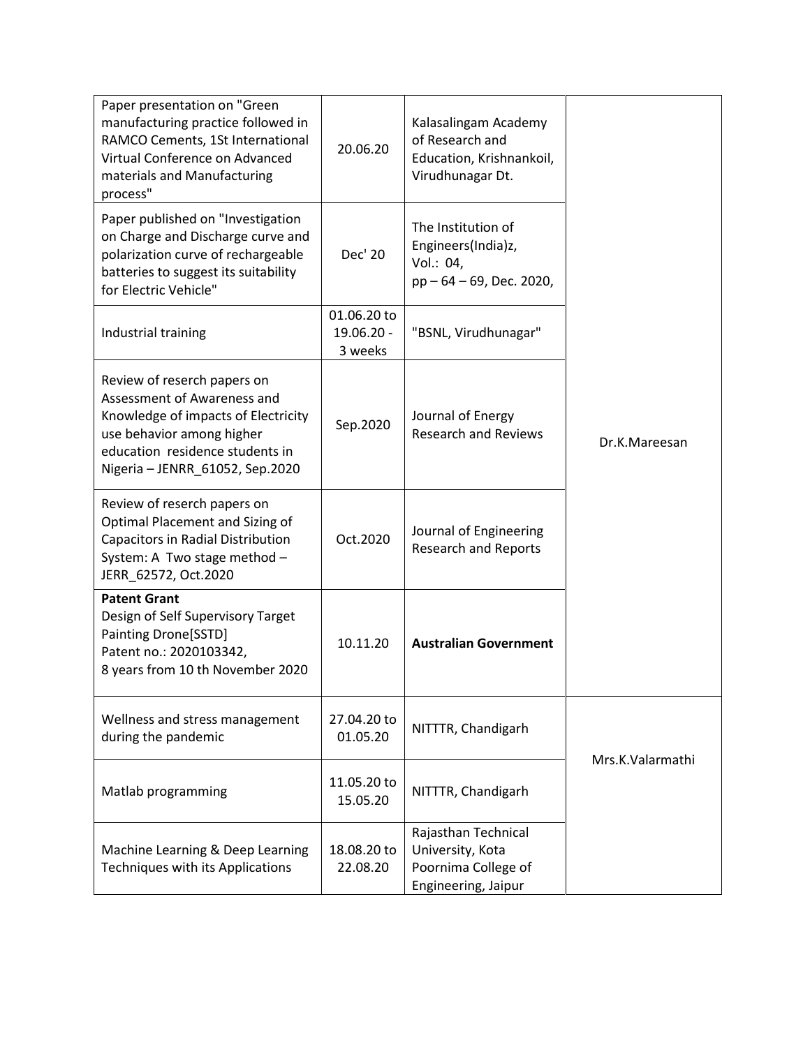| | | | |
|---|---|---|---|
| Paper presentation on "Green manufacturing practice followed in RAMCO Cements, 1St International Virtual Conference on Advanced materials and Manufacturing process" | 20.06.20 | Kalasalingam Academy of Research and Education, Krishnankoil, Virudhunagar Dt. | Dr.K.Mareesan |
| Paper published on "Investigation on Charge and Discharge curve and polarization curve of rechargeable batteries to suggest its suitability for Electric Vehicle" | Dec' 20 | The Institution of Engineers(India)z, Vol.: 04, pp – 64 – 69, Dec. 2020, | |
| Industrial training | 01.06.20 to 19.06.20 - 3 weeks | "BSNL, Virudhunagar" | |
| Review of reserch papers on Assessment of Awareness and Knowledge of impacts of Electricity use behavior among higher education residence students in Nigeria – JENRR_61052, Sep.2020 | Sep.2020 | Journal of Energy Research and Reviews | |
| Review of reserch papers on Optimal Placement and Sizing of Capacitors in Radial Distribution System: A Two stage method – JERR_62572, Oct.2020 | Oct.2020 | Journal of Engineering Research and Reports | |
| **Patent Grant** Design of Self Supervisory Target Painting Drone[SSTD] Patent no.: 2020103342, 8 years from 10 th November 2020 | 10.11.20 | **Australian Government** | |
| Wellness and stress management during the pandemic | 27.04.20 to 01.05.20 | NITTTR, Chandigarh | Mrs.K.Valarmathi |
| Matlab programming | 11.05.20 to 15.05.20 | NITTTR, Chandigarh | |
| Machine Learning & Deep Learning Techniques with its Applications | 18.08.20 to 22.08.20 | Rajasthan Technical University, Kota Poornima College of Engineering, Jaipur | |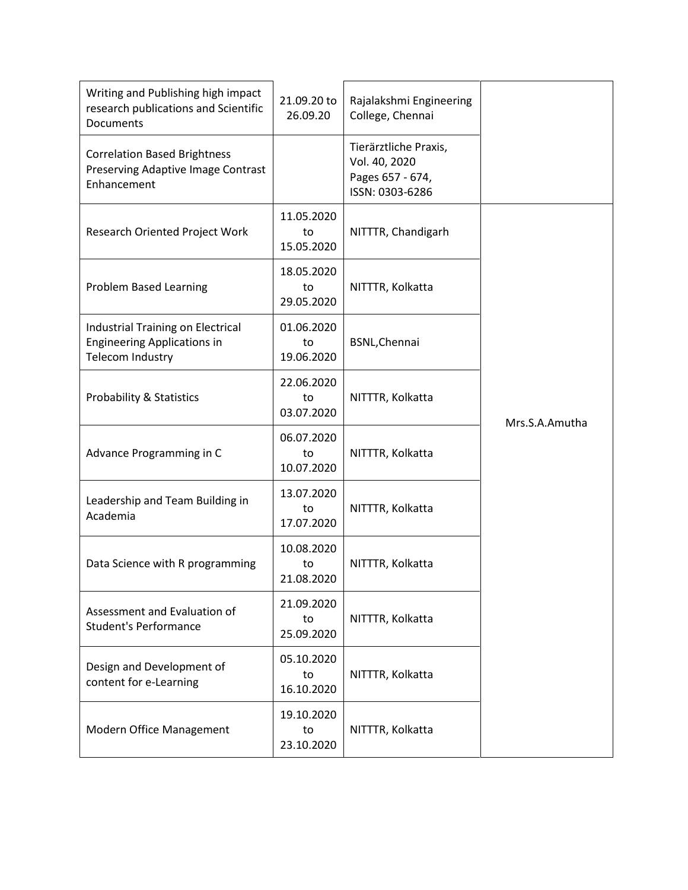| | | | |
|---|---|---|---|
| Writing and Publishing high impact research publications and Scientific Documents | 21.09.20 to 26.09.20 | Rajalakshmi Engineering College, Chennai | |
| Correlation Based Brightness Preserving Adaptive Image Contrast Enhancement | | Tierärztliche Praxis, Vol. 40, 2020 Pages 657 - 674, ISSN: 0303-6286 | |
| Research Oriented Project Work | 11.05.2020 to 15.05.2020 | NITTTR, Chandigarh | Mrs.S.A.Amutha |
| Problem Based Learning | 18.05.2020 to 29.05.2020 | NITTTR, Kolkatta | |
| Industrial Training on Electrical Engineering Applications in Telecom Industry | 01.06.2020 to 19.06.2020 | BSNL,Chennai | |
| Probability & Statistics | 22.06.2020 to 03.07.2020 | NITTTR, Kolkatta | |
| Advance Programming in C | 06.07.2020 to 10.07.2020 | NITTTR, Kolkatta | |
| Leadership and Team Building in Academia | 13.07.2020 to 17.07.2020 | NITTTR, Kolkatta | |
| Data Science with R programming | 10.08.2020 to 21.08.2020 | NITTTR, Kolkatta | |
| Assessment and Evaluation of Student's Performance | 21.09.2020 to 25.09.2020 | NITTTR, Kolkatta | |
| Design and Development of content for e-Learning | 05.10.2020 to 16.10.2020 | NITTTR, Kolkatta | |
| Modern Office Management | 19.10.2020 to 23.10.2020 | NITTTR, Kolkatta | |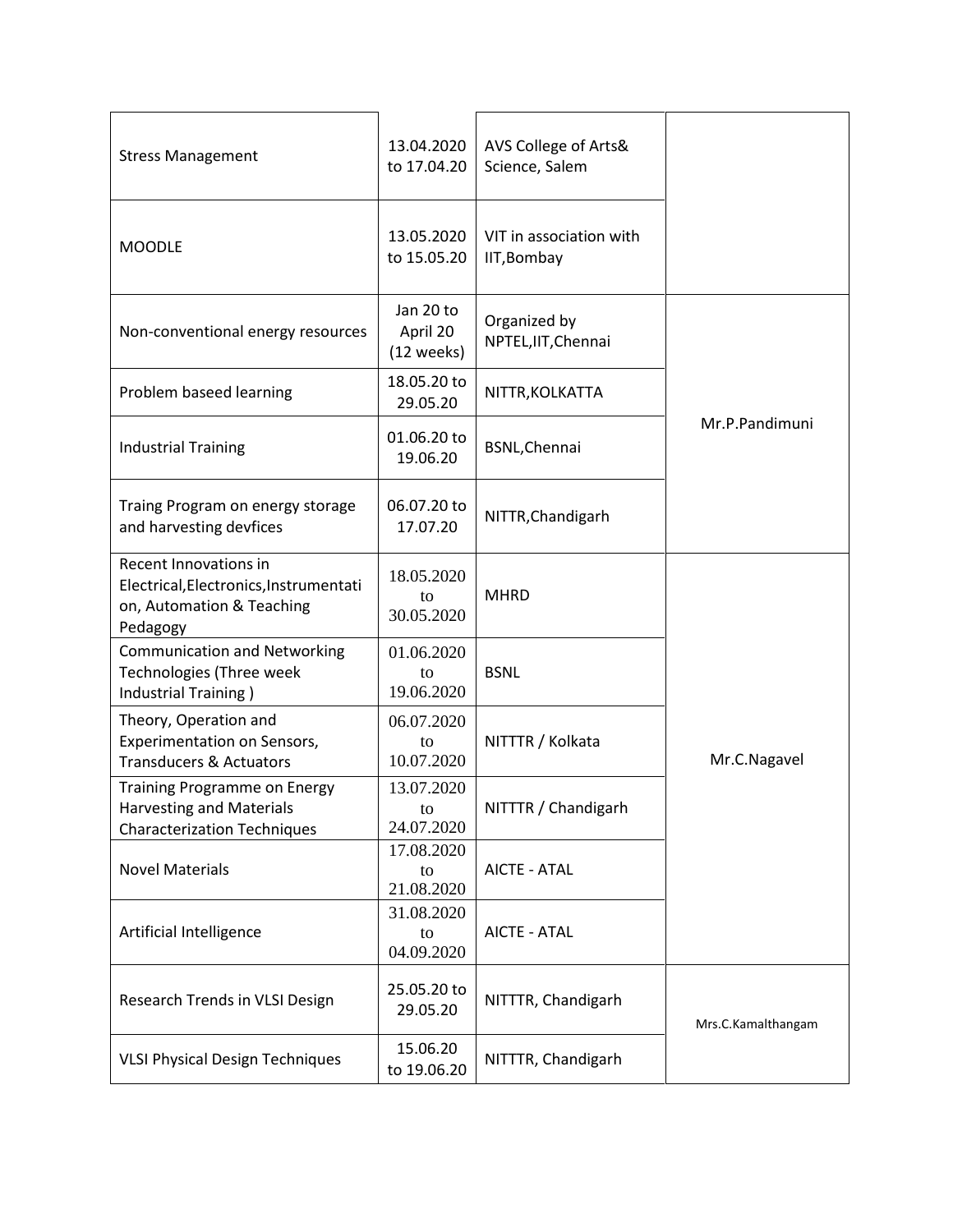| | | | |
|---|---|---|---|
| Stress Management | 13.04.2020 to 17.04.20 | AVS College of Arts& Science, Salem | |
| MOODLE | 13.05.2020 to 15.05.20 | VIT in association with IIT,Bombay | |
| Non-conventional energy resources | Jan 20 to April 20 (12 weeks) | Organized by NPTEL,IIT,Chennai | Mr.P.Pandimuni |
| Problem baseed learning | 18.05.20 to 29.05.20 | NITTR,KOLKATTA | |
| Industrial Training | 01.06.20 to 19.06.20 | BSNL,Chennai | |
| Traing Program on energy storage and harvesting devfices | 06.07.20 to 17.07.20 | NITTR,Chandigarh | |
| Recent Innovations in Electrical,Electronics,Instrumentation, Automation & Teaching Pedagogy | 18.05.2020 to 30.05.2020 | MHRD | Mr.C.Nagavel |
| Communication and Networking Technologies (Three week Industrial Training ) | 01.06.2020 to 19.06.2020 | BSNL | |
| Theory, Operation and Experimentation on Sensors, Transducers & Actuators | 06.07.2020 to 10.07.2020 | NITTTR / Kolkata | |
| Training Programme on Energy Harvesting and Materials Characterization Techniques | 13.07.2020 to 24.07.2020 | NITTTR / Chandigarh | |
| Novel Materials | 17.08.2020 to 21.08.2020 | AICTE - ATAL | |
| Artificial Intelligence | 31.08.2020 to 04.09.2020 | AICTE - ATAL | |
| Research Trends in VLSI Design | 25.05.20 to 29.05.20 | NITTTR, Chandigarh | Mrs.C.Kamalthangam |
| VLSI Physical Design Techniques | 15.06.20 to 19.06.20 | NITTTR, Chandigarh | |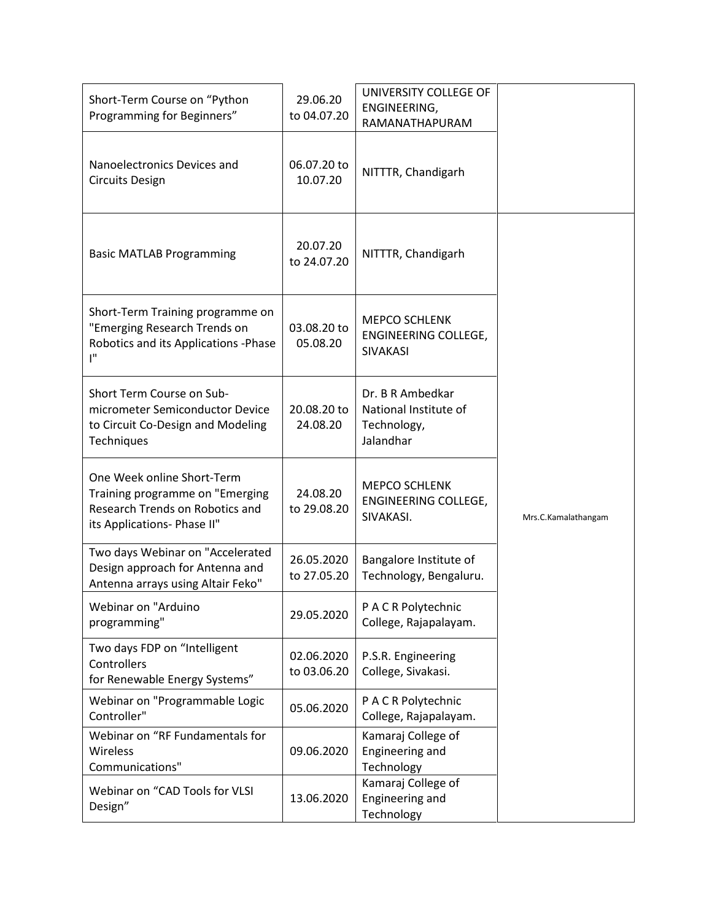| | | | |
|---|---|---|---|
| Short-Term Course on “Python Programming for Beginners” | 29.06.20 to 04.07.20 | UNIVERSITY COLLEGE OF ENGINEERING, RAMANATHAPURAM | |
| Nanoelectronics Devices and Circuits Design | 06.07.20 to 10.07.20 | NITTTR, Chandigarh | |
| Basic MATLAB Programming | 20.07.20 to 24.07.20 | NITTTR, Chandigarh | Mrs.C.Kamalathangam |
| Short-Term Training programme on "Emerging Research Trends on Robotics and its Applications -Phase I" | 03.08.20 to 05.08.20 | MEPCO SCHLENK ENGINEERING COLLEGE, SIVAKASI | |
| Short Term Course on Sub-micrometer Semiconductor Device to Circuit Co-Design and Modeling Techniques | 20.08.20 to 24.08.20 | Dr. B R Ambedkar National Institute of Technology, Jalandhar | |
| One Week online Short-Term Training programme on "Emerging Research Trends on Robotics and its Applications- Phase II" | 24.08.20 to 29.08.20 | MEPCO SCHLENK ENGINEERING COLLEGE, SIVAKASI. | |
| Two days Webinar on "Accelerated Design approach for Antenna and Antenna arrays using Altair Feko" | 26.05.2020 to 27.05.20 | Bangalore Institute of Technology, Bengaluru. | |
| Webinar on "Arduino programming" | 29.05.2020 | P A C R Polytechnic College, Rajapalayam. | |
| Two days FDP on “Intelligent Controllers for Renewable Energy Systems” | 02.06.2020 to 03.06.20 | P.S.R. Engineering College, Sivakasi. | |
| Webinar on "Programmable Logic Controller" | 05.06.2020 | P A C R Polytechnic College, Rajapalayam. | |
| Webinar on “RF Fundamentals for Wireless Communications" | 09.06.2020 | Kamaraj College of Engineering and Technology | |
| Webinar on “CAD Tools for VLSI Design” | 13.06.2020 | Kamaraj College of Engineering and Technology | |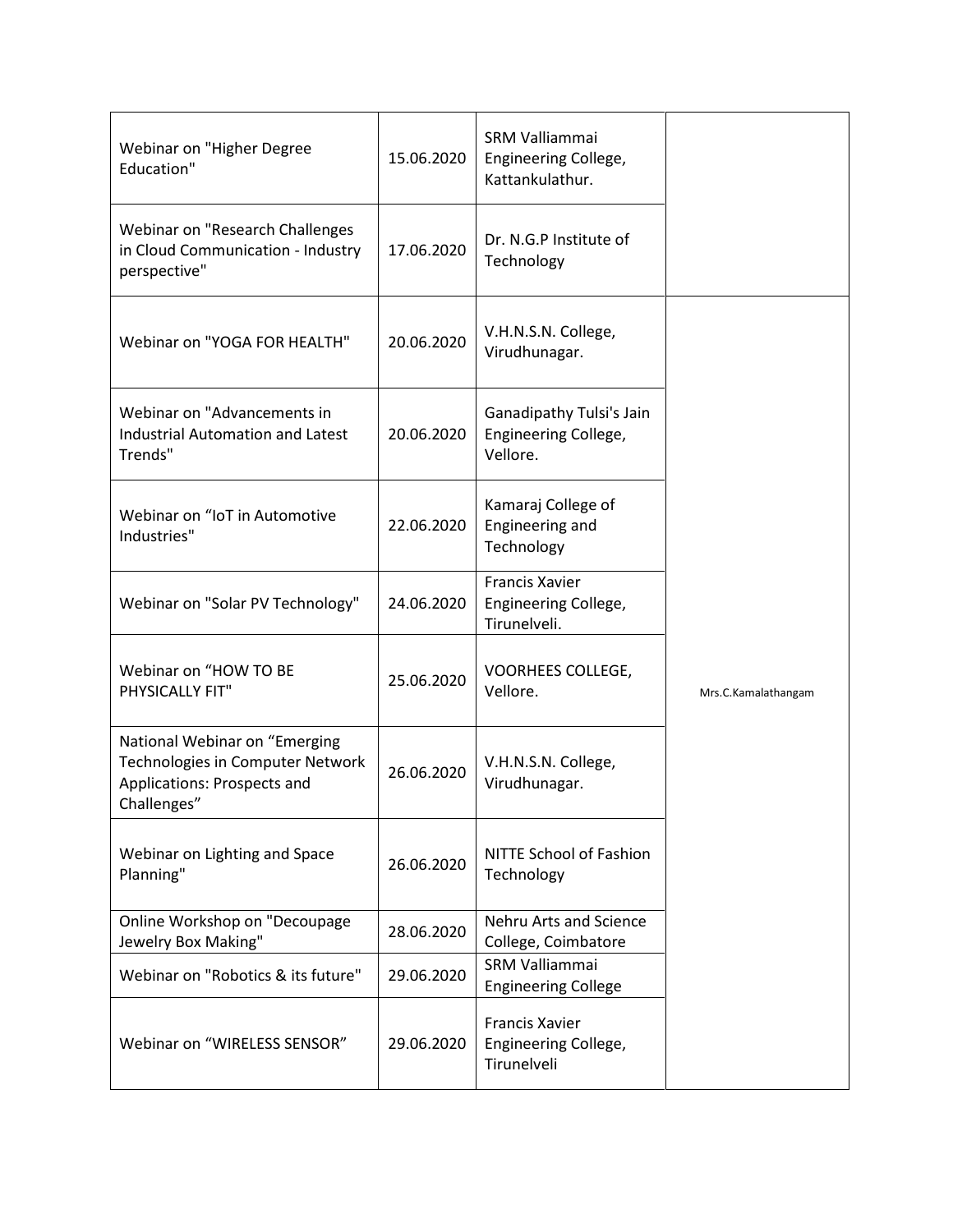| | | | |
|---|---|---|---|
| Webinar on "Higher Degree Education" | 15.06.2020 | SRM Valliammai Engineering College, Kattankulathur. | |
| Webinar on "Research Challenges in Cloud Communication - Industry perspective" | 17.06.2020 | Dr. N.G.P Institute of Technology | |
| Webinar on "YOGA FOR HEALTH" | 20.06.2020 | V.H.N.S.N. College, Virudhunagar. | Mrs.C.Kamalathangam |
| Webinar on "Advancements in Industrial Automation and Latest Trends" | 20.06.2020 | Ganadipathy Tulsi's Jain Engineering College, Vellore. | |
| Webinar on "IoT in Automotive Industries" | 22.06.2020 | Kamaraj College of Engineering and Technology | |
| Webinar on "Solar PV Technology" | 24.06.2020 | Francis Xavier Engineering College, Tirunelveli. | |
| Webinar on "HOW TO BE PHYSICALLY FIT" | 25.06.2020 | VOORHEES COLLEGE, Vellore. | |
| National Webinar on "Emerging Technologies in Computer Network Applications: Prospects and Challenges" | 26.06.2020 | V.H.N.S.N. College, Virudhunagar. | |
| Webinar on Lighting and Space Planning" | 26.06.2020 | NITTE School of Fashion Technology | |
| Online Workshop on "Decoupage Jewelry Box Making" | 28.06.2020 | Nehru Arts and Science College, Coimbatore | |
| Webinar on "Robotics & its future" | 29.06.2020 | SRM Valliammai Engineering College | |
| Webinar on "WIRELESS SENSOR" | 29.06.2020 | Francis Xavier Engineering College, Tirunelveli | |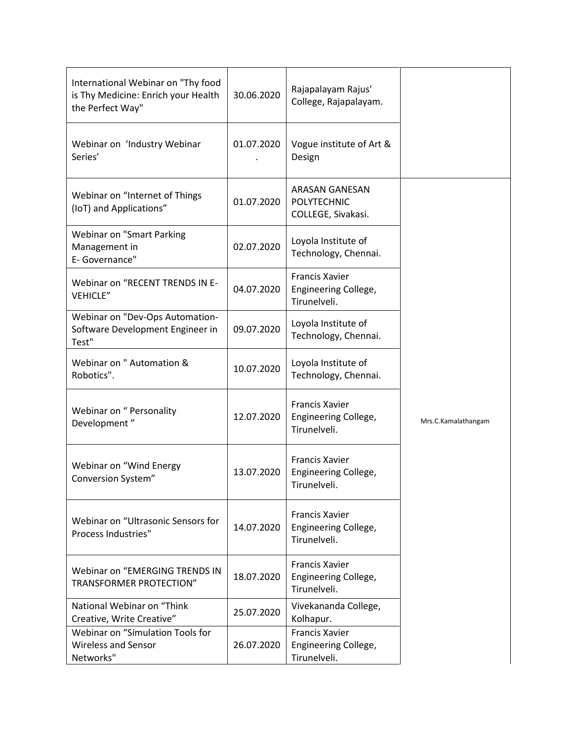| | | | |
|---|---|---|---|
| International Webinar on "Thy food is Thy Medicine: Enrich your Health the Perfect Way" | 30.06.2020 | Rajapalayam Rajus' College, Rajapalayam. | |
| Webinar on 'Industry Webinar Series' | 01.07.2020 . | Vogue institute of Art & Design | |
| Webinar on "Internet of Things (IoT) and Applications" | 01.07.2020 | ARASAN GANESAN POLYTECHNIC COLLEGE, Sivakasi. | Mrs.C.Kamalathangam |
| Webinar on "Smart Parking Management in E- Governance" | 02.07.2020 | Loyola Institute of Technology, Chennai. | |
| Webinar on "RECENT TRENDS IN E-VEHICLE" | 04.07.2020 | Francis Xavier Engineering College, Tirunelveli. | |
| Webinar on "Dev-Ops Automation-Software Development Engineer in Test" | 09.07.2020 | Loyola Institute of Technology, Chennai. | |
| Webinar on " Automation & Robotics". | 10.07.2020 | Loyola Institute of Technology, Chennai. | |
| Webinar on " Personality Development " | 12.07.2020 | Francis Xavier Engineering College, Tirunelveli. | |
| Webinar on "Wind Energy Conversion System" | 13.07.2020 | Francis Xavier Engineering College, Tirunelveli. | |
| Webinar on "Ultrasonic Sensors for Process Industries" | 14.07.2020 | Francis Xavier Engineering College, Tirunelveli. | |
| Webinar on "EMERGING TRENDS IN TRANSFORMER PROTECTION" | 18.07.2020 | Francis Xavier Engineering College, Tirunelveli. | |
| National Webinar on "Think Creative, Write Creative" | 25.07.2020 | Vivekananda College, Kolhapur. | |
| Webinar on "Simulation Tools for Wireless and Sensor Networks" | 26.07.2020 | Francis Xavier Engineering College, Tirunelveli. | |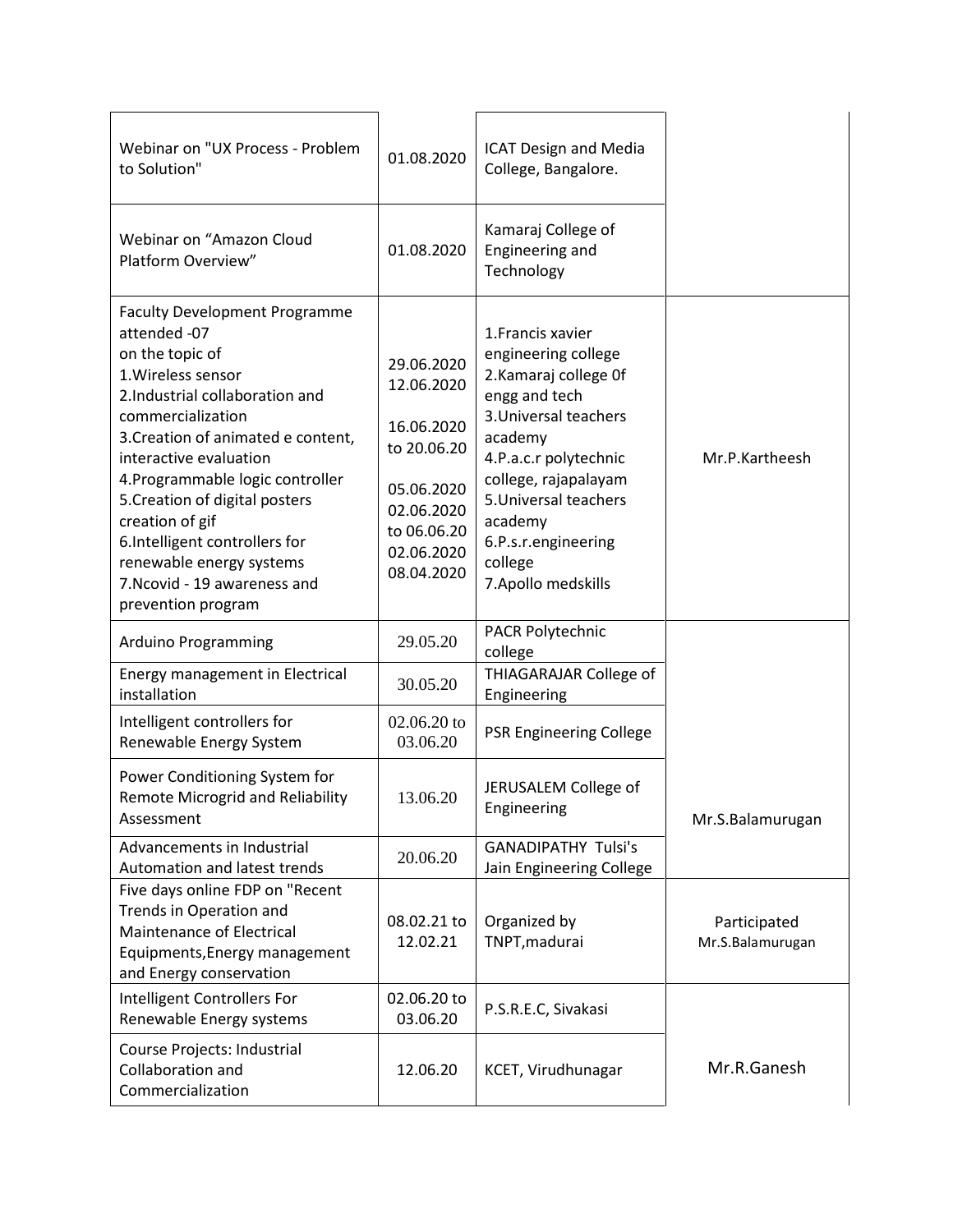| | | | |
|---|---|---|---|
| Webinar on "UX Process - Problem to Solution" | 01.08.2020 | ICAT Design and Media College, Bangalore. | |
| Webinar on “Amazon Cloud Platform Overview” | 01.08.2020 | Kamaraj College of Engineering and Technology | |
| Faculty Development Programme attended -07 on the topic of<br>1.Wireless sensor<br>2.Industrial collaboration and commercialization<br>3.Creation of animated e content, interactive evaluation<br>4.Programmable logic controller<br>5.Creation of digital posters creation of gif<br>6.Intelligent controllers for renewable energy systems<br>7.Ncovid - 19 awareness and prevention program | 29.06.2020<br>12.06.2020<br>16.06.2020 to 20.06.20<br>05.06.2020<br>02.06.2020 to 06.06.20<br>02.06.2020<br>08.04.2020 | 1.Francis xavier engineering college<br>2.Kamaraj college 0f engg and tech<br>3.Universal teachers academy<br>4.P.a.c.r polytechnic college, rajapalayam<br>5.Universal teachers academy<br>6.P.s.r.engineering college<br>7.Apollo medskills | Mr.P.Kartheesh |
| Arduino Programming | 29.05.20 | PACR Polytechnic college | Mr.S.Balamurugan |
| Energy management in Electrical installation | 30.05.20 | THIAGARAJAR College of Engineering | |
| Intelligent controllers for Renewable Energy System | 02.06.20 to 03.06.20 | PSR Engineering College | |
| Power Conditioning System for Remote Microgrid and Reliability Assessment | 13.06.20 | JERUSALEM College of Engineering | |
| Advancements in Industrial Automation and latest trends | 20.06.20 | GANADIPATHY Tulsi's Jain Engineering College | |
| Five days online FDP on "Recent Trends in Operation and Maintenance of Electrical Equipments,Energy management and Energy conservation | 08.02.21 to 12.02.21 | Organized by TNPT,madurai | Participated Mr.S.Balamurugan |
| Intelligent Controllers For Renewable Energy systems | 02.06.20 to 03.06.20 | P.S.R.E.C, Sivakasi | Mr.R.Ganesh |
| Course Projects: Industrial Collaboration and Commercialization | 12.06.20 | KCET, Virudhunagar | |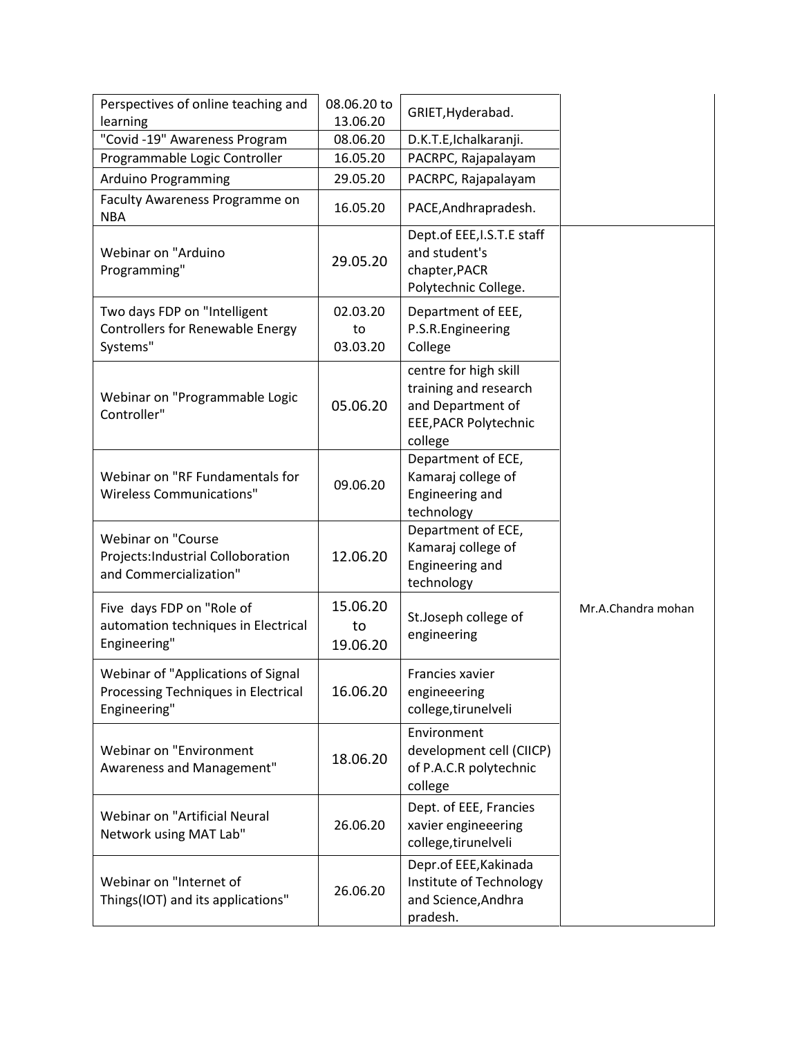| | | | |
|---|---|---|---|
| Perspectives of online teaching and learning | 08.06.20 to 13.06.20 | GRIET,Hyderabad. | |
| "Covid -19" Awareness Program | 08.06.20 | D.K.T.E,Ichalkaranji. | |
| Programmable Logic Controller | 16.05.20 | PACRPC, Rajapalayam | |
| Arduino Programming | 29.05.20 | PACRPC, Rajapalayam | |
| Faculty Awareness Programme on NBA | 16.05.20 | PACE,Andhrapradesh. | |
| Webinar on "Arduino Programming" | 29.05.20 | Dept.of EEE,I.S.T.E staff and student's chapter,PACR Polytechnic College. | Mr.A.Chandra mohan |
| Two days FDP on "Intelligent Controllers for Renewable Energy Systems" | 02.03.20 to 03.03.20 | Department of EEE, P.S.R.Engineering College | |
| Webinar on "Programmable Logic Controller" | 05.06.20 | centre for high skill training and research and Department of EEE,PACR Polytechnic college | |
| Webinar on "RF Fundamentals for Wireless Communications" | 09.06.20 | Department of ECE, Kamaraj college of Engineering and technology | |
| Webinar on "Course Projects:Industrial Colloboration and Commercialization" | 12.06.20 | Department of ECE, Kamaraj college of Engineering and technology | |
| Five days FDP on "Role of automation techniques in Electrical Engineering" | 15.06.20 to 19.06.20 | St.Joseph college of engineering | |
| Webinar of "Applications of Signal Processing Techniques in Electrical Engineering" | 16.06.20 | Francies xavier engineeering college,tirunelveli | |
| Webinar on "Environment Awareness and Management" | 18.06.20 | Environment development cell (CIICP) of P.A.C.R polytechnic college | |
| Webinar on "Artificial Neural Network using MAT Lab" | 26.06.20 | Dept. of EEE, Francies xavier engineeering college,tirunelveli | |
| Webinar on "Internet of Things(IOT) and its applications" | 26.06.20 | Depr.of EEE,Kakinada Institute of Technology and Science,Andhra pradesh. | |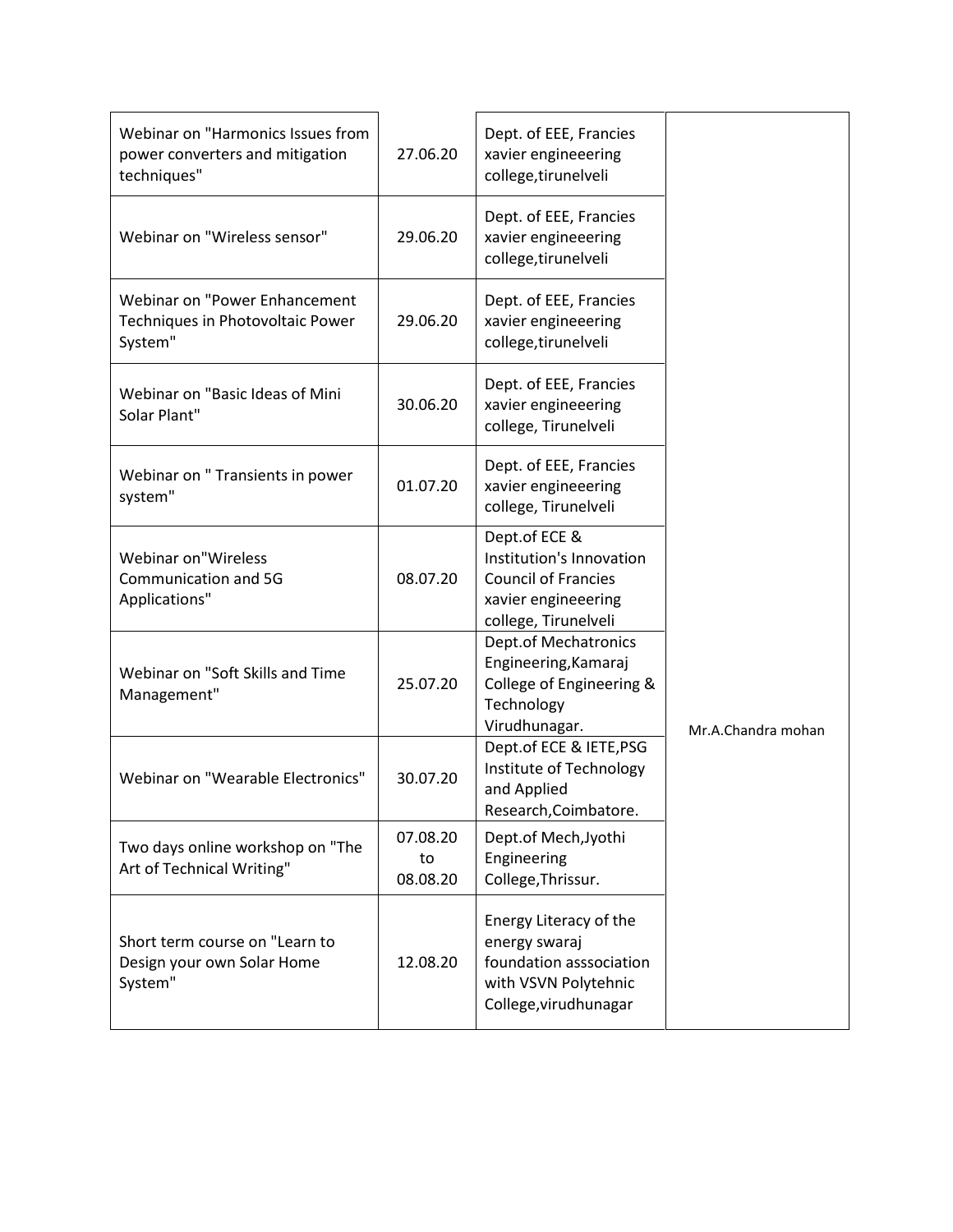| | | | |
|---|---|---|---|
| Webinar on "Harmonics Issues from power converters and mitigation techniques" | 27.06.20 | Dept. of EEE, Francies xavier engineeering college,tirunelveli | Mr.A.Chandra mohan |
| Webinar on "Wireless sensor" | 29.06.20 | Dept. of EEE, Francies xavier engineeering college,tirunelveli | |
| Webinar on "Power Enhancement Techniques in Photovoltaic Power System" | 29.06.20 | Dept. of EEE, Francies xavier engineeering college,tirunelveli | |
| Webinar on "Basic Ideas of Mini Solar Plant" | 30.06.20 | Dept. of EEE, Francies xavier engineeering college, Tirunelveli | |
| Webinar on " Transients in power system" | 01.07.20 | Dept. of EEE, Francies xavier engineeering college, Tirunelveli | |
| Webinar on"Wireless Communication and 5G Applications" | 08.07.20 | Dept.of ECE & Institution's Innovation Council of Francies xavier engineeering college, Tirunelveli | |
| Webinar on "Soft Skills and Time Management" | 25.07.20 | Dept.of Mechatronics Engineering,Kamaraj College of Engineering & Technology Virudhunagar. | |
| Webinar on "Wearable Electronics" | 30.07.20 | Dept.of ECE & IETE,PSG Institute of Technology and Applied Research,Coimbatore. | |
| Two days online workshop on "The Art of Technical Writing" | 07.08.20 to 08.08.20 | Dept.of Mech,Jyothi Engineering College,Thrissur. | |
| Short term course on "Learn to Design your own Solar Home System" | 12.08.20 | Energy Literacy of the energy swaraj foundation asssociation with VSVN Polytehnic College,virudhunagar | |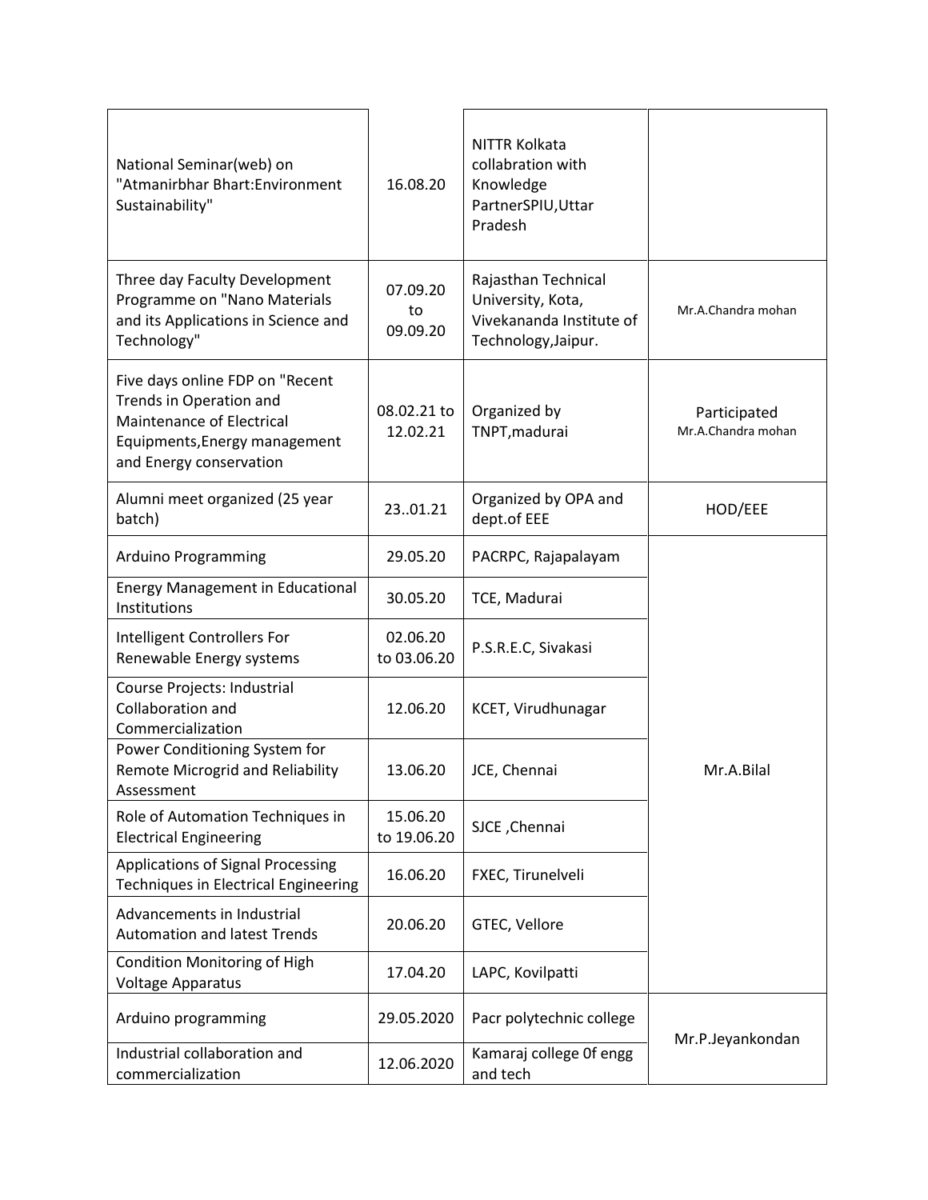| | | | |
|---|---|---|---|
| National Seminar(web) on "Atmanirbhar Bhart:Environment Sustainability" | 16.08.20 | NITTR Kolkata collabration with Knowledge PartnerSPIU,Uttar Pradesh | |
| Three day Faculty Development Programme on "Nano Materials and its Applications in Science and Technology" | 07.09.20 to 09.09.20 | Rajasthan Technical University, Kota, Vivekananda Institute of Technology,Jaipur. | Mr.A.Chandra mohan |
| Five days online FDP on "Recent Trends in Operation and Maintenance of Electrical Equipments,Energy management and Energy conservation | 08.02.21 to 12.02.21 | Organized by TNPT,madurai | Participated Mr.A.Chandra mohan |
| Alumni meet organized (25 year batch) | 23..01.21 | Organized by OPA and dept.of EEE | HOD/EEE |
| Arduino Programming | 29.05.20 | PACRPC, Rajapalayam | Mr.A.Bilal |
| Energy Management in Educational Institutions | 30.05.20 | TCE, Madurai | |
| Intelligent Controllers For Renewable Energy systems | 02.06.20 to 03.06.20 | P.S.R.E.C, Sivakasi | |
| Course Projects: Industrial Collaboration and Commercialization | 12.06.20 | KCET, Virudhunagar | |
| Power Conditioning System for Remote Microgrid and Reliability Assessment | 13.06.20 | JCE, Chennai | |
| Role of Automation Techniques in Electrical Engineering | 15.06.20 to 19.06.20 | SJCE ,Chennai | |
| Applications of Signal Processing Techniques in Electrical Engineering | 16.06.20 | FXEC, Tirunelveli | |
| Advancements in Industrial Automation and latest Trends | 20.06.20 | GTEC, Vellore | |
| Condition Monitoring of High Voltage Apparatus | 17.04.20 | LAPC, Kovilpatti | |
| Arduino programming | 29.05.2020 | Pacr polytechnic college | Mr.P.Jeyankondan |
| Industrial collaboration and commercialization | 12.06.2020 | Kamaraj college 0f engg and tech | |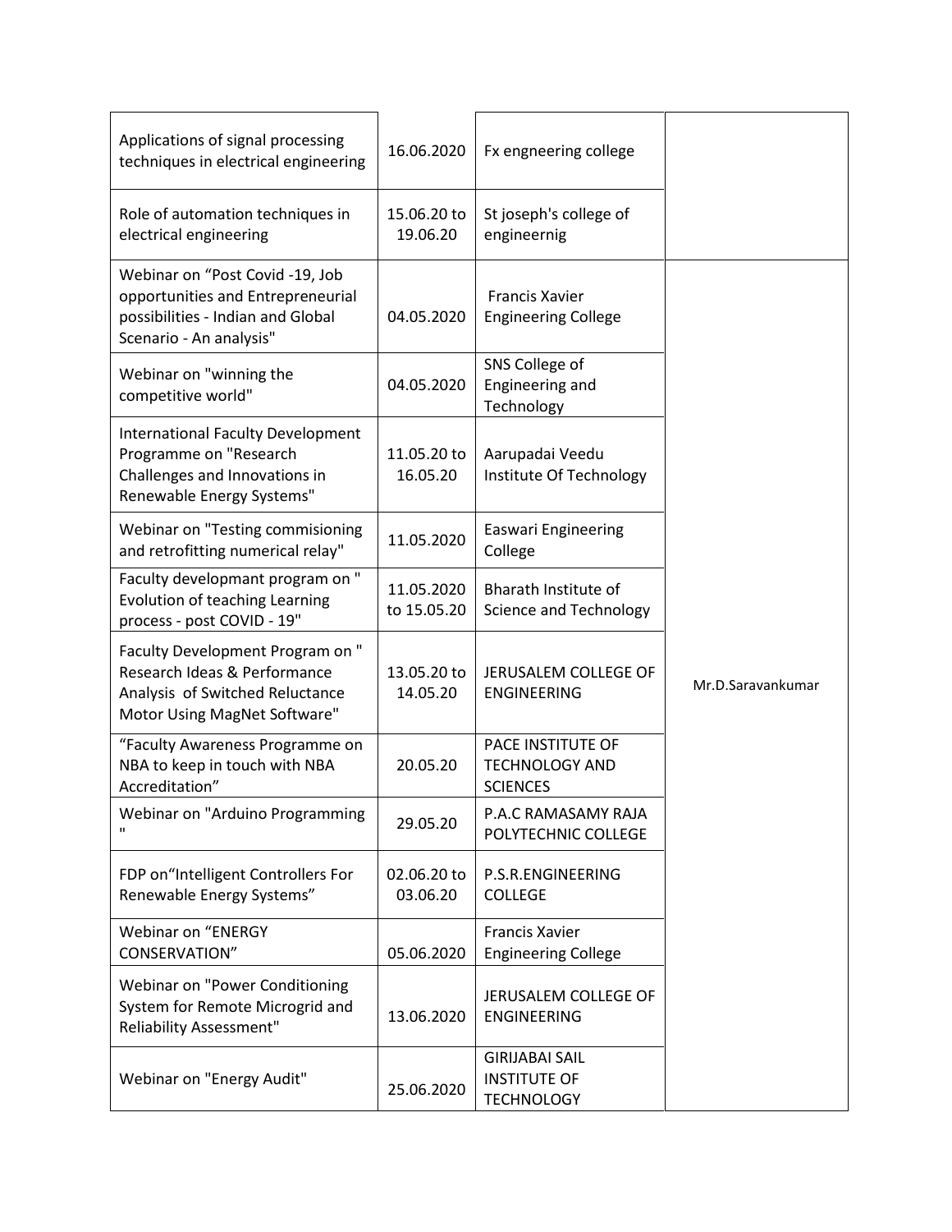| | | | |
|---|---|---|---|
| Applications of signal processing techniques in electrical engineering | 16.06.2020 | Fx engneering college | |
| Role of automation techniques in electrical engineering | 15.06.20 to 19.06.20 | St joseph's college of engineernig | |
| Webinar on “Post Covid -19, Job opportunities and Entrepreneurial possibilities - Indian and Global Scenario - An analysis" | 04.05.2020 | Francis Xavier Engineering College | Mr.D.Saravankumar |
| Webinar on "winning the competitive world" | 04.05.2020 | SNS College of Engineering and Technology | |
| International Faculty Development Programme on "Research Challenges and Innovations in Renewable Energy Systems" | 11.05.20 to 16.05.20 | Aarupadai Veedu Institute Of Technology | |
| Webinar on "Testing commisioning and retrofitting numerical relay" | 11.05.2020 | Easwari Engineering College | |
| Faculty developmant program on " Evolution of teaching Learning process - post COVID - 19" | 11.05.2020 to 15.05.20 | Bharath Institute of Science and Technology | |
| Faculty Development Program on " Research Ideas & Performance Analysis of Switched Reluctance Motor Using MagNet Software" | 13.05.20 to 14.05.20 | JERUSALEM COLLEGE OF ENGINEERING | |
| “Faculty Awareness Programme on NBA to keep in touch with NBA Accreditation” | 20.05.20 | PACE INSTITUTE OF TECHNOLOGY AND SCIENCES | |
| Webinar on "Arduino Programming " | 29.05.20 | P.A.C RAMASAMY RAJA POLYTECHNIC COLLEGE | |
| FDP on“Intelligent Controllers For Renewable Energy Systems” | 02.06.20 to 03.06.20 | P.S.R.ENGINEERING COLLEGE | |
| Webinar on “ENERGY CONSERVATION” | 05.06.2020 | Francis Xavier Engineering College | |
| Webinar on "Power Conditioning System for Remote Microgrid and Reliability Assessment" | 13.06.2020 | JERUSALEM COLLEGE OF ENGINEERING | |
| Webinar on "Energy Audit" | 25.06.2020 | GIRIJABAI SAIL INSTITUTE OF TECHNOLOGY | |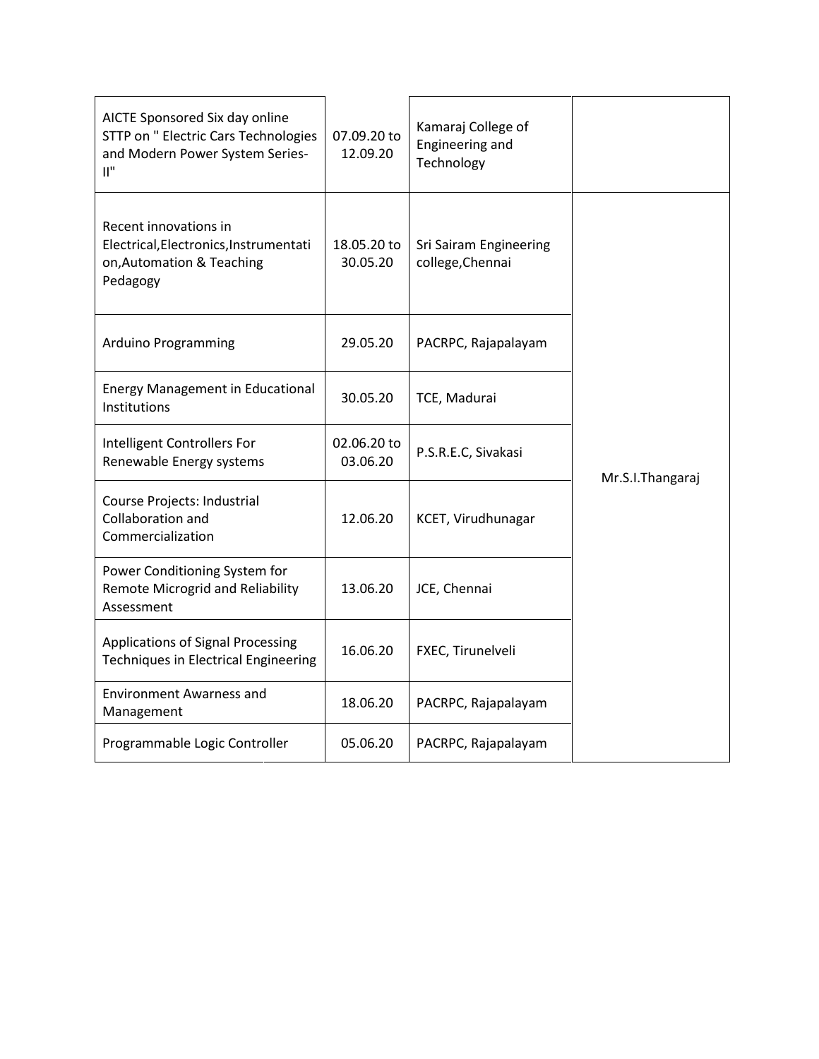| | | | |
|---|---|---|---|
| AICTE Sponsored Six day online STTP on " Electric Cars Technologies and Modern Power System Series-II" | 07.09.20 to 12.09.20 | Kamaraj College of Engineering and Technology | |
| Recent innovations in Electrical,Electronics,Instrumentation,Automation & Teaching Pedagogy | 18.05.20 to 30.05.20 | Sri Sairam Engineering college,Chennai | Mr.S.I.Thangaraj |
| Arduino Programming | 29.05.20 | PACRPC, Rajapalayam | |
| Energy Management in Educational Institutions | 30.05.20 | TCE, Madurai | |
| Intelligent Controllers For Renewable Energy systems | 02.06.20 to 03.06.20 | P.S.R.E.C, Sivakasi | |
| Course Projects: Industrial Collaboration and Commercialization | 12.06.20 | KCET, Virudhunagar | |
| Power Conditioning System for Remote Microgrid and Reliability Assessment | 13.06.20 | JCE, Chennai | |
| Applications of Signal Processing Techniques in Electrical Engineering | 16.06.20 | FXEC, Tirunelveli | |
| Environment Awarness and Management | 18.06.20 | PACRPC, Rajapalayam | |
| Programmable Logic Controller | 05.06.20 | PACRPC, Rajapalayam | |